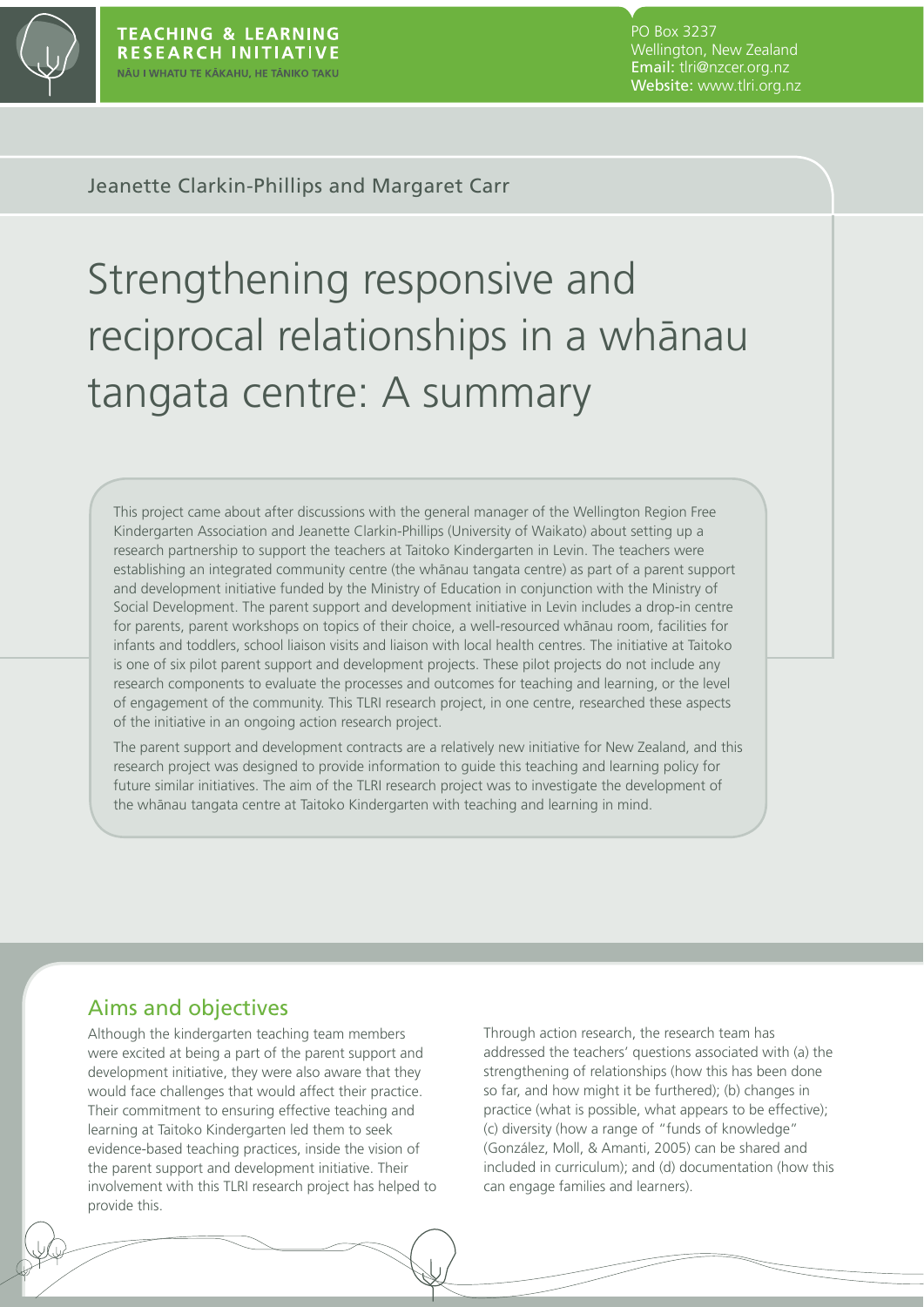TEACHING & LEARNING RESEARCH INITIATIVE
NĀU I WHATU TE KĀKAHU, HE TĀNIKO TAKU

PO Box 3237
Wellington, New Zealand
Email: tlri@nzcer.org.nz
Website: www.tlri.org.nz

Jeanette Clarkin-Phillips and Margaret Carr

# Strengthening responsive and reciprocal relationships in a whānau tangata centre: A summary

This project came about after discussions with the general manager of the Wellington Region Free Kindergarten Association and Jeanette Clarkin-Phillips (University of Waikato) about setting up a research partnership to support the teachers at Taitoko Kindergarten in Levin. The teachers were establishing an integrated community centre (the whānau tangata centre) as part of a parent support and development initiative funded by the Ministry of Education in conjunction with the Ministry of Social Development. The parent support and development initiative in Levin includes a drop-in centre for parents, parent workshops on topics of their choice, a well-resourced whānau room, facilities for infants and toddlers, school liaison visits and liaison with local health centres. The initiative at Taitoko is one of six pilot parent support and development projects. These pilot projects do not include any research components to evaluate the processes and outcomes for teaching and learning, or the level of engagement of the community. This TLRI research project, in one centre, researched these aspects of the initiative in an ongoing action research project.

The parent support and development contracts are a relatively new initiative for New Zealand, and this research project was designed to provide information to guide this teaching and learning policy for future similar initiatives. The aim of the TLRI research project was to investigate the development of the whānau tangata centre at Taitoko Kindergarten with teaching and learning in mind.

## Aims and objectives

Although the kindergarten teaching team members were excited at being a part of the parent support and development initiative, they were also aware that they would face challenges that would affect their practice. Their commitment to ensuring effective teaching and learning at Taitoko Kindergarten led them to seek evidence-based teaching practices, inside the vision of the parent support and development initiative. Their involvement with this TLRI research project has helped to provide this.

Through action research, the research team has addressed the teachers' questions associated with (a) the strengthening of relationships (how this has been done so far, and how might it be furthered); (b) changes in practice (what is possible, what appears to be effective); (c) diversity (how a range of "funds of knowledge" (González, Moll, & Amanti, 2005) can be shared and included in curriculum); and (d) documentation (how this can engage families and learners).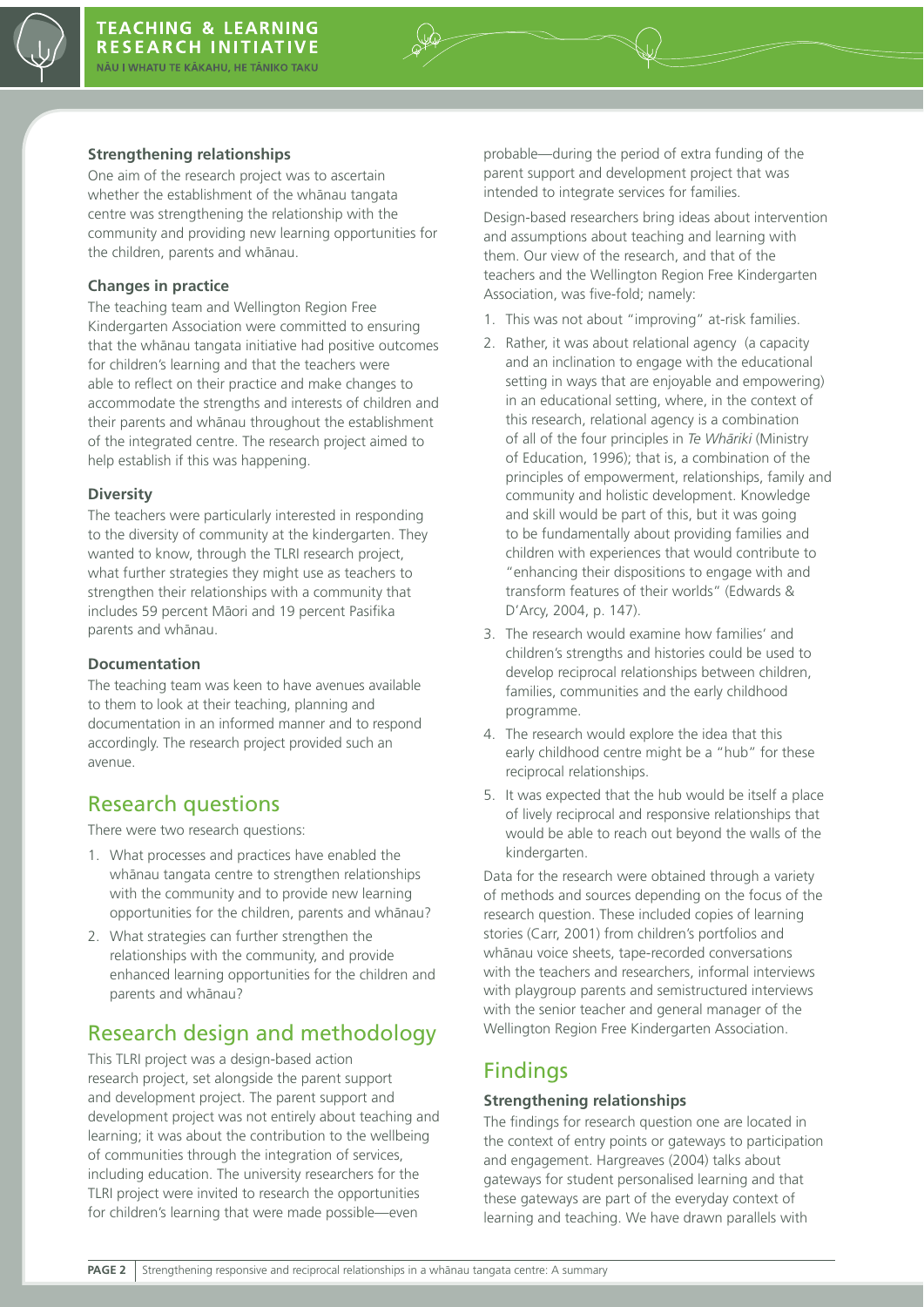### Strengthening relationships

One aim of the research project was to ascertain whether the establishment of the whānau tangata centre was strengthening the relationship with the community and providing new learning opportunities for the children, parents and whānau.

### Changes in practice

The teaching team and Wellington Region Free Kindergarten Association were committed to ensuring that the whānau tangata initiative had positive outcomes for children's learning and that the teachers were able to reflect on their practice and make changes to accommodate the strengths and interests of children and their parents and whānau throughout the establishment of the integrated centre. The research project aimed to help establish if this was happening.

### Diversity

The teachers were particularly interested in responding to the diversity of community at the kindergarten. They wanted to know, through the TLRI research project, what further strategies they might use as teachers to strengthen their relationships with a community that includes 59 percent Māori and 19 percent Pasifika parents and whānau.

### Documentation

The teaching team was keen to have avenues available to them to look at their teaching, planning and documentation in an informed manner and to respond accordingly. The research project provided such an avenue.

## Research questions

There were two research questions:

1. What processes and practices have enabled the whānau tangata centre to strengthen relationships with the community and to provide new learning opportunities for the children, parents and whānau?
2. What strategies can further strengthen the relationships with the community, and provide enhanced learning opportunities for the children and parents and whānau?

## Research design and methodology

This TLRI project was a design-based action research project, set alongside the parent support and development project. The parent support and development project was not entirely about teaching and learning; it was about the contribution to the wellbeing of communities through the integration of services, including education. The university researchers for the TLRI project were invited to research the opportunities for children's learning that were made possible—even probable—during the period of extra funding of the parent support and development project that was intended to integrate services for families.

Design-based researchers bring ideas about intervention and assumptions about teaching and learning with them. Our view of the research, and that of the teachers and the Wellington Region Free Kindergarten Association, was five-fold; namely:

1. This was not about "improving" at-risk families.
2. Rather, it was about relational agency (a capacity and an inclination to engage with the educational setting in ways that are enjoyable and empowering) in an educational setting, where, in the context of this research, relational agency is a combination of all of the four principles in *Te Whāriki* (Ministry of Education, 1996); that is, a combination of the principles of empowerment, relationships, family and community and holistic development. Knowledge and skill would be part of this, but it was going to be fundamentally about providing families and children with experiences that would contribute to "enhancing their dispositions to engage with and transform features of their worlds" (Edwards & D'Arcy, 2004, p. 147).
3. The research would examine how families' and children's strengths and histories could be used to develop reciprocal relationships between children, families, communities and the early childhood programme.
4. The research would explore the idea that this early childhood centre might be a "hub" for these reciprocal relationships.
5. It was expected that the hub would be itself a place of lively reciprocal and responsive relationships that would be able to reach out beyond the walls of the kindergarten.

Data for the research were obtained through a variety of methods and sources depending on the focus of the research question. These included copies of learning stories (Carr, 2001) from children's portfolios and whānau voice sheets, tape-recorded conversations with the teachers and researchers, informal interviews with playgroup parents and semistructured interviews with the senior teacher and general manager of the Wellington Region Free Kindergarten Association.

## Findings

### Strengthening relationships

The findings for research question one are located in the context of entry points or gateways to participation and engagement. Hargreaves (2004) talks about gateways for student personalised learning and that these gateways are part of the everyday context of learning and teaching. We have drawn parallels with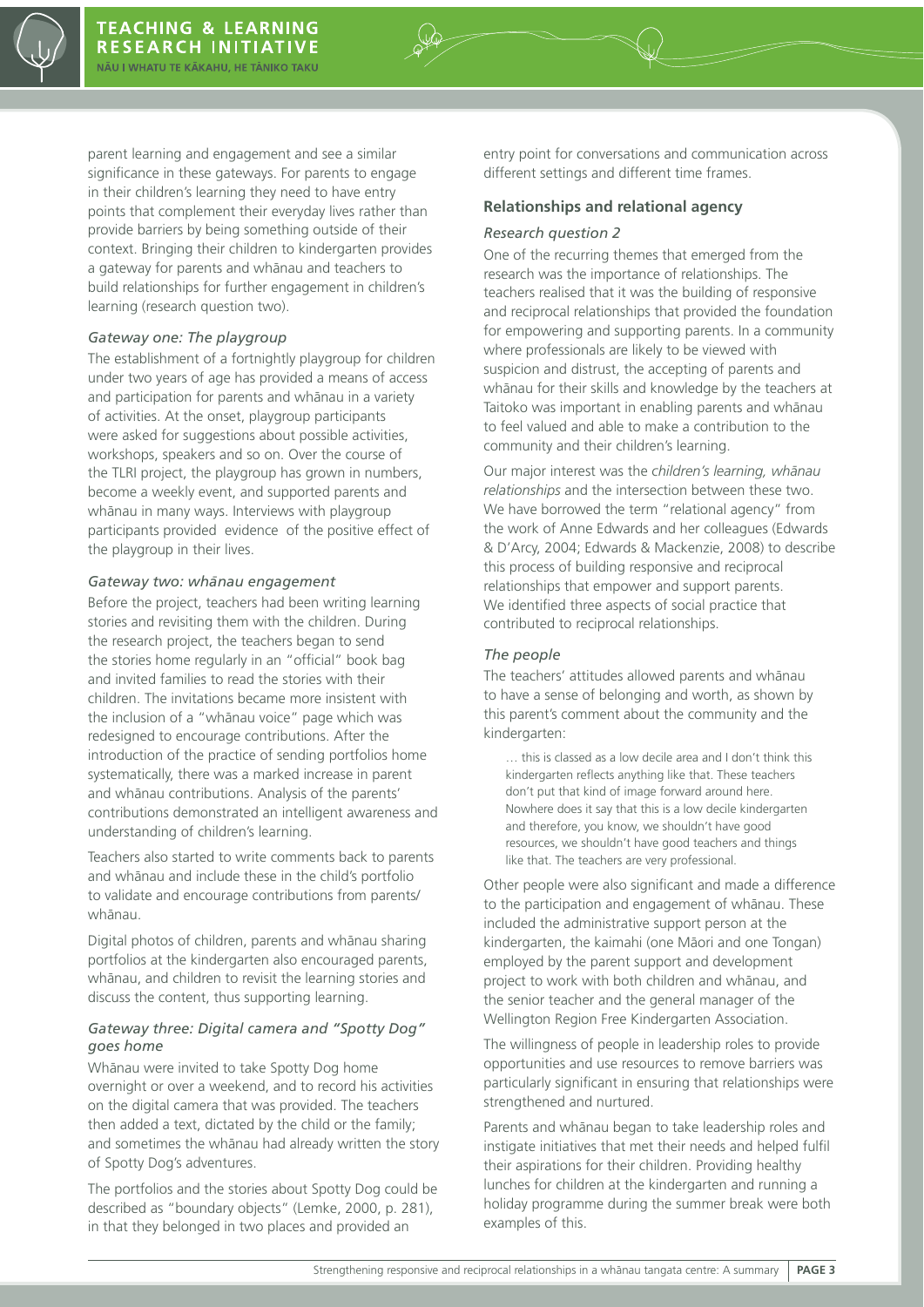parent learning and engagement and see a similar significance in these gateways. For parents to engage in their children's learning they need to have entry points that complement their everyday lives rather than provide barriers by being something outside of their context. Bringing their children to kindergarten provides a gateway for parents and whānau and teachers to build relationships for further engagement in children's learning (research question two).

### *Gateway one: The playgroup*

The establishment of a fortnightly playgroup for children under two years of age has provided a means of access and participation for parents and whānau in a variety of activities. At the onset, playgroup participants were asked for suggestions about possible activities, workshops, speakers and so on. Over the course of the TLRI project, the playgroup has grown in numbers, become a weekly event, and supported parents and whānau in many ways. Interviews with playgroup participants provided evidence of the positive effect of the playgroup in their lives.

### *Gateway two: whānau engagement*

Before the project, teachers had been writing learning stories and revisiting them with the children. During the research project, the teachers began to send the stories home regularly in an "official" book bag and invited families to read the stories with their children. The invitations became more insistent with the inclusion of a "whānau voice" page which was redesigned to encourage contributions. After the introduction of the practice of sending portfolios home systematically, there was a marked increase in parent and whānau contributions. Analysis of the parents' contributions demonstrated an intelligent awareness and understanding of children's learning.

Teachers also started to write comments back to parents and whānau and include these in the child's portfolio to validate and encourage contributions from parents/whānau.

Digital photos of children, parents and whānau sharing portfolios at the kindergarten also encouraged parents, whānau, and children to revisit the learning stories and discuss the content, thus supporting learning.

### *Gateway three: Digital camera and "Spotty Dog" goes home*

Whānau were invited to take Spotty Dog home overnight or over a weekend, and to record his activities on the digital camera that was provided. The teachers then added a text, dictated by the child or the family; and sometimes the whānau had already written the story of Spotty Dog's adventures.

The portfolios and the stories about Spotty Dog could be described as "boundary objects" (Lemke, 2000, p. 281), in that they belonged in two places and provided an entry point for conversations and communication across different settings and different time frames.

## Relationships and relational agency

### *Research question 2*

One of the recurring themes that emerged from the research was the importance of relationships. The teachers realised that it was the building of responsive and reciprocal relationships that provided the foundation for empowering and supporting parents. In a community where professionals are likely to be viewed with suspicion and distrust, the accepting of parents and whānau for their skills and knowledge by the teachers at Taitoko was important in enabling parents and whānau to feel valued and able to make a contribution to the community and their children's learning.

Our major interest was the *children's learning, whānau relationships* and the intersection between these two. We have borrowed the term "relational agency" from the work of Anne Edwards and her colleagues (Edwards & D'Arcy, 2004; Edwards & Mackenzie, 2008) to describe this process of building responsive and reciprocal relationships that empower and support parents. We identified three aspects of social practice that contributed to reciprocal relationships.

### *The people*

The teachers' attitudes allowed parents and whānau to have a sense of belonging and worth, as shown by this parent's comment about the community and the kindergarten:

> … this is classed as a low decile area and I don't think this kindergarten reflects anything like that. These teachers don't put that kind of image forward around here. Nowhere does it say that this is a low decile kindergarten and therefore, you know, we shouldn't have good resources, we shouldn't have good teachers and things like that. The teachers are very professional.

Other people were also significant and made a difference to the participation and engagement of whānau. These included the administrative support person at the kindergarten, the kaimahi (one Māori and one Tongan) employed by the parent support and development project to work with both children and whānau, and the senior teacher and the general manager of the Wellington Region Free Kindergarten Association.

The willingness of people in leadership roles to provide opportunities and use resources to remove barriers was particularly significant in ensuring that relationships were strengthened and nurtured.

Parents and whānau began to take leadership roles and instigate initiatives that met their needs and helped fulfil their aspirations for their children. Providing healthy lunches for children at the kindergarten and running a holiday programme during the summer break were both examples of this.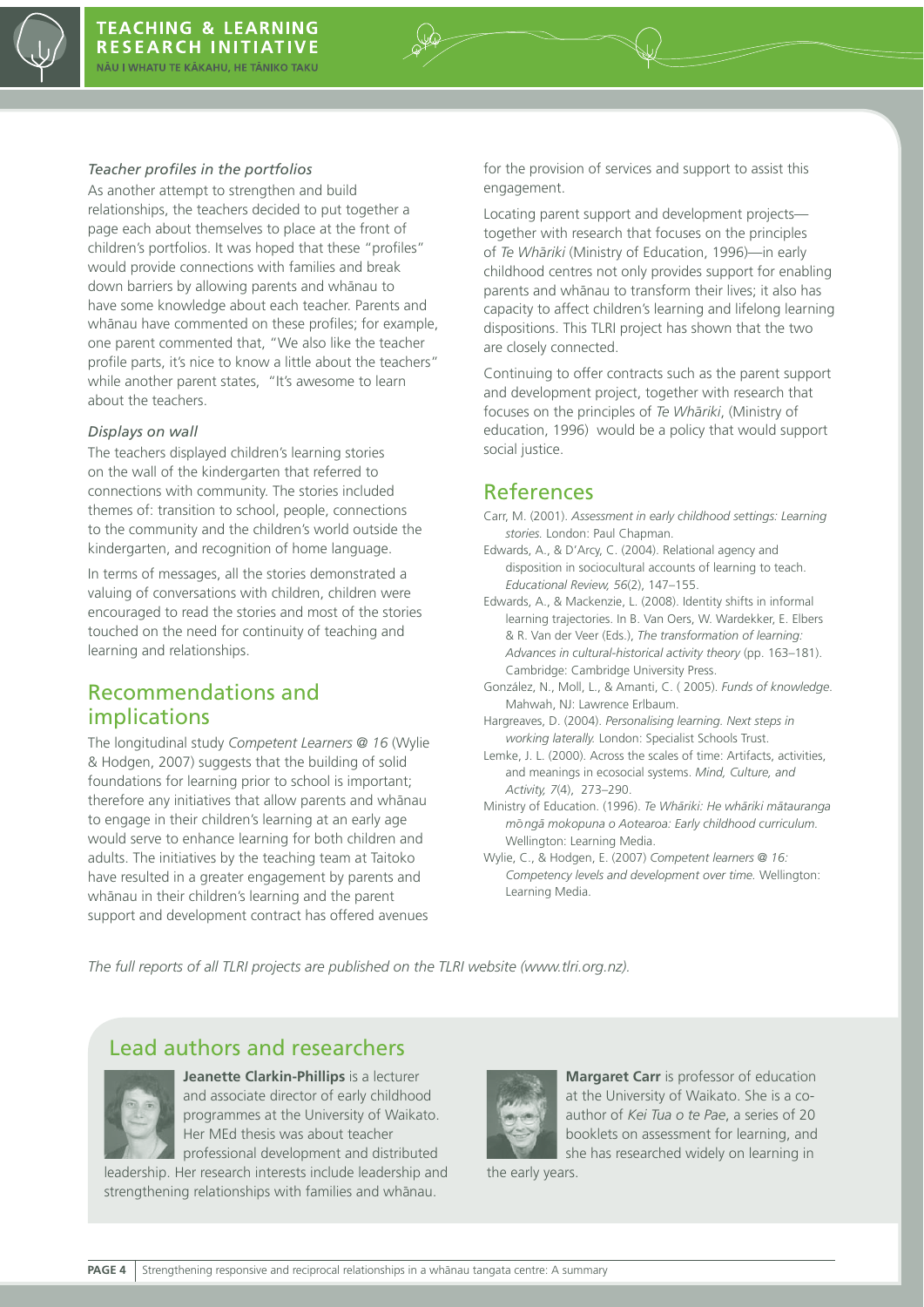### *Teacher profiles in the portfolios*

As another attempt to strengthen and build relationships, the teachers decided to put together a page each about themselves to place at the front of children's portfolios. It was hoped that these "profiles" would provide connections with families and break down barriers by allowing parents and whānau to have some knowledge about each teacher. Parents and whānau have commented on these profiles; for example, one parent commented that, "We also like the teacher profile parts, it's nice to know a little about the teachers" while another parent states, "It's awesome to learn about the teachers.

### *Displays on wall*

The teachers displayed children's learning stories on the wall of the kindergarten that referred to connections with community. The stories included themes of: transition to school, people, connections to the community and the children's world outside the kindergarten, and recognition of home language.

In terms of messages, all the stories demonstrated a valuing of conversations with children, children were encouraged to read the stories and most of the stories touched on the need for continuity of teaching and learning and relationships.

## Recommendations and implications

The longitudinal study *Competent Learners @ 16* (Wylie & Hodgen, 2007) suggests that the building of solid foundations for learning prior to school is important; therefore any initiatives that allow parents and whānau to engage in their children's learning at an early age would serve to enhance learning for both children and adults. The initiatives by the teaching team at Taitoko have resulted in a greater engagement by parents and whānau in their children's learning and the parent support and development contract has offered avenues for the provision of services and support to assist this engagement.

Locating parent support and development projects—together with research that focuses on the principles of *Te Whāriki* (Ministry of Education, 1996)—in early childhood centres not only provides support for enabling parents and whānau to transform their lives; it also has capacity to affect children's learning and lifelong learning dispositions. This TLRI project has shown that the two are closely connected.

Continuing to offer contracts such as the parent support and development project, together with research that focuses on the principles of *Te Whāriki*, (Ministry of education, 1996) would be a policy that would support social justice.

## References

Carr, M. (2001). *Assessment in early childhood settings: Learning stories.* London: Paul Chapman.

Edwards, A., & D'Arcy, C. (2004). Relational agency and disposition in sociocultural accounts of learning to teach. *Educational Review, 56*(2), 147–155.

Edwards, A., & Mackenzie, L. (2008). Identity shifts in informal learning trajectories. In B. Van Oers, W. Wardekker, E. Elbers & R. Van der Veer (Eds.), *The transformation of learning: Advances in cultural-historical activity theory* (pp. 163–181). Cambridge: Cambridge University Press.

González, N., Moll, L., & Amanti, C. ( 2005). *Funds of knowledge.* Mahwah, NJ: Lawrence Erlbaum.

Hargreaves, D. (2004). *Personalising learning. Next steps in working laterally.* London: Specialist Schools Trust.

Lemke, J. L. (2000). Across the scales of time: Artifacts, activities, and meanings in ecosocial systems. *Mind, Culture, and Activity, 7*(4), 273–290.

Ministry of Education. (1996). *Te Whāriki: He whāriki mātauranga mō ngā mokopuna o Aotearoa: Early childhood curriculum.* Wellington: Learning Media.

Wylie, C., & Hodgen, E. (2007) *Competent learners @ 16: Competency levels and development over time.* Wellington: Learning Media.

*The full reports of all TLRI projects are published on the TLRI website (www.tlri.org.nz).*

## Lead authors and researchers

**Jeanette Clarkin-Phillips** is a lecturer and associate director of early childhood programmes at the University of Waikato. Her MEd thesis was about teacher professional development and distributed leadership. Her research interests include leadership and strengthening relationships with families and whānau.

**Margaret Carr** is professor of education at the University of Waikato. She is a co-author of *Kei Tua o te Pae*, a series of 20 booklets on assessment for learning, and she has researched widely on learning in the early years.